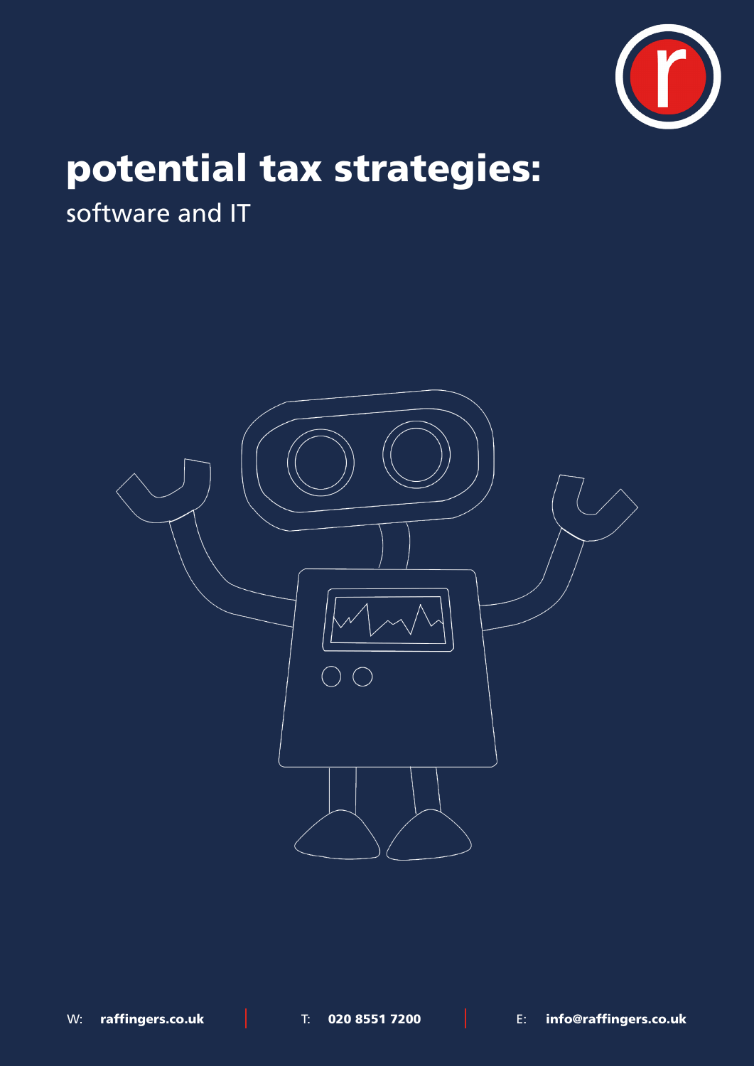# potential tax strategies:

software and IT

W: **raffingers.co.uk** | T: **020 8551 7200** | E: **info@raffingers.co.uk**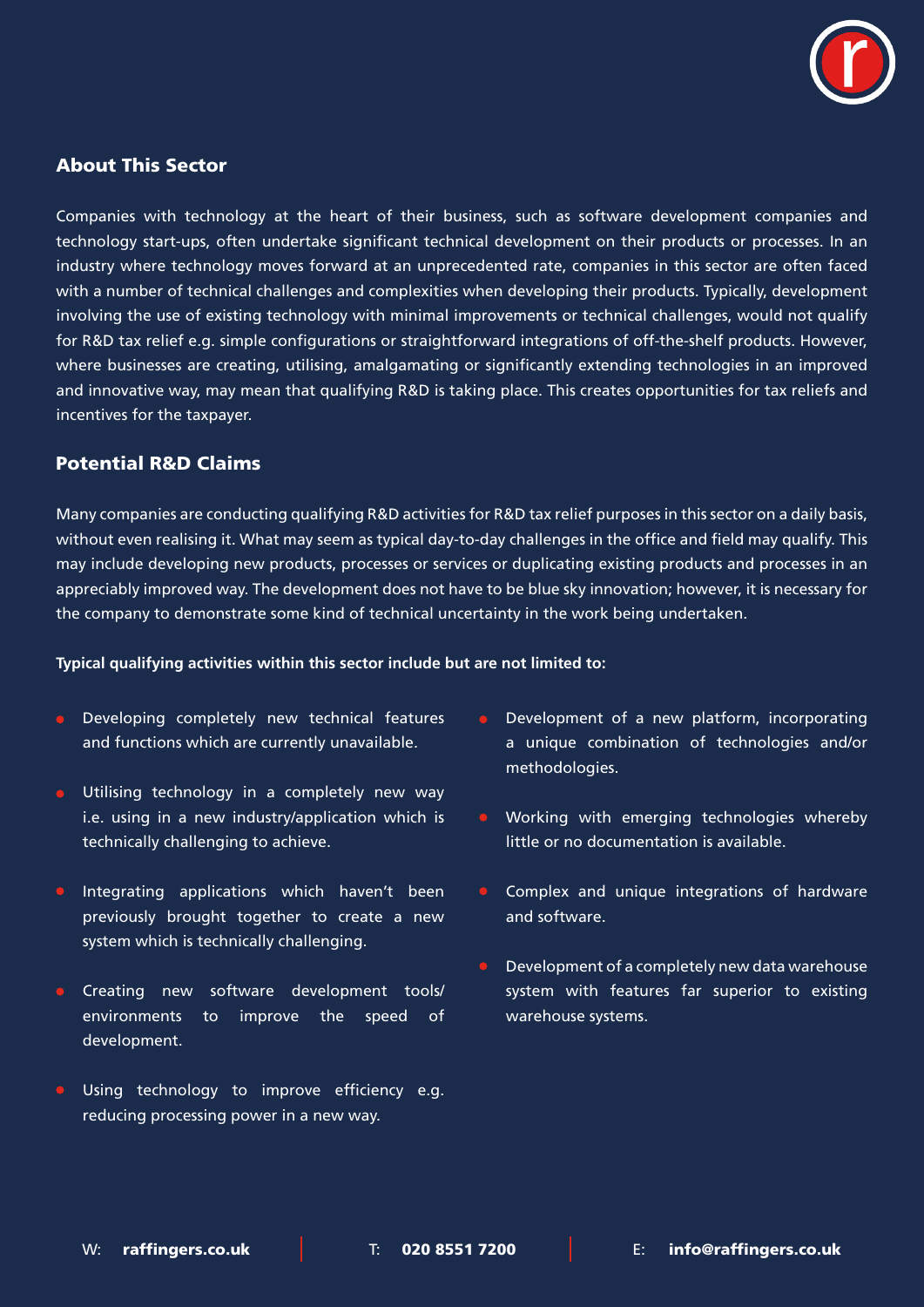## About This Sector

Companies with technology at the heart of their business, such as software development companies and technology start-ups, often undertake significant technical development on their products or processes. In an industry where technology moves forward at an unprecedented rate, companies in this sector are often faced with a number of technical challenges and complexities when developing their products. Typically, development involving the use of existing technology with minimal improvements or technical challenges, would not qualify for R&D tax relief e.g. simple configurations or straightforward integrations of off-the-shelf products. However, where businesses are creating, utilising, amalgamating or significantly extending technologies in an improved and innovative way, may mean that qualifying R&D is taking place. This creates opportunities for tax reliefs and incentives for the taxpayer.

## Potential R&D Claims

Many companies are conducting qualifying R&D activities for R&D tax relief purposes in this sector on a daily basis, without even realising it. What may seem as typical day-to-day challenges in the office and field may qualify. This may include developing new products, processes or services or duplicating existing products and processes in an appreciably improved way. The development does not have to be blue sky innovation; however, it is necessary for the company to demonstrate some kind of technical uncertainty in the work being undertaken.

**Typical qualifying activities within this sector include but are not limited to:**

- Developing completely new technical features and functions which are currently unavailable.
- Utilising technology in a completely new way i.e. using in a new industry/application which is technically challenging to achieve.
- Integrating applications which haven't been previously brought together to create a new system which is technically challenging.
- Creating new software development tools/ environments to improve the speed of development.
- Using technology to improve efficiency e.g. reducing processing power in a new way.
- Development of a new platform, incorporating a unique combination of technologies and/or methodologies.
- Working with emerging technologies whereby little or no documentation is available.
- Complex and unique integrations of hardware and software.
- Development of a completely new data warehouse system with features far superior to existing warehouse systems.

W: **raffingers.co.uk** T: **020 8551 7200** E: **info@raffingers.co.uk**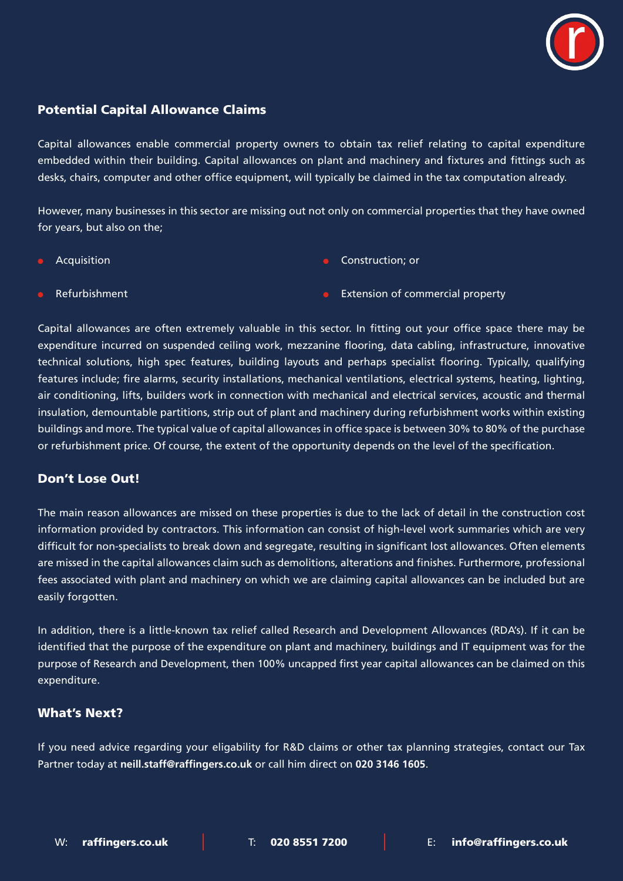## Potential Capital Allowance Claims

Capital allowances enable commercial property owners to obtain tax relief relating to capital expenditure embedded within their building. Capital allowances on plant and machinery and fixtures and fittings such as desks, chairs, computer and other office equipment, will typically be claimed in the tax computation already.

However, many businesses in this sector are missing out not only on commercial properties that they have owned for years, but also on the;

- Acquisition
- Construction; or
- Refurbishment
- Extension of commercial property

Capital allowances are often extremely valuable in this sector. In fitting out your office space there may be expenditure incurred on suspended ceiling work, mezzanine flooring, data cabling, infrastructure, innovative technical solutions, high spec features, building layouts and perhaps specialist flooring. Typically, qualifying features include; fire alarms, security installations, mechanical ventilations, electrical systems, heating, lighting, air conditioning, lifts, builders work in connection with mechanical and electrical services, acoustic and thermal insulation, demountable partitions, strip out of plant and machinery during refurbishment works within existing buildings and more. The typical value of capital allowances in office space is between 30% to 80% of the purchase or refurbishment price. Of course, the extent of the opportunity depends on the level of the specification.

## Don't Lose Out!

The main reason allowances are missed on these properties is due to the lack of detail in the construction cost information provided by contractors. This information can consist of high-level work summaries which are very difficult for non-specialists to break down and segregate, resulting in significant lost allowances. Often elements are missed in the capital allowances claim such as demolitions, alterations and finishes. Furthermore, professional fees associated with plant and machinery on which we are claiming capital allowances can be included but are easily forgotten.

In addition, there is a little-known tax relief called Research and Development Allowances (RDA's). If it can be identified that the purpose of the expenditure on plant and machinery, buildings and IT equipment was for the purpose of Research and Development, then 100% uncapped first year capital allowances can be claimed on this expenditure.

## What's Next?

If you need advice regarding your eligability for R&D claims or other tax planning strategies, contact our Tax Partner today at **neill.staff@raffingers.co.uk** or call him direct on **020 3146 1605**.

W: **raffingers.co.uk** | T: **020 8551 7200** | E: **info@raffingers.co.uk**